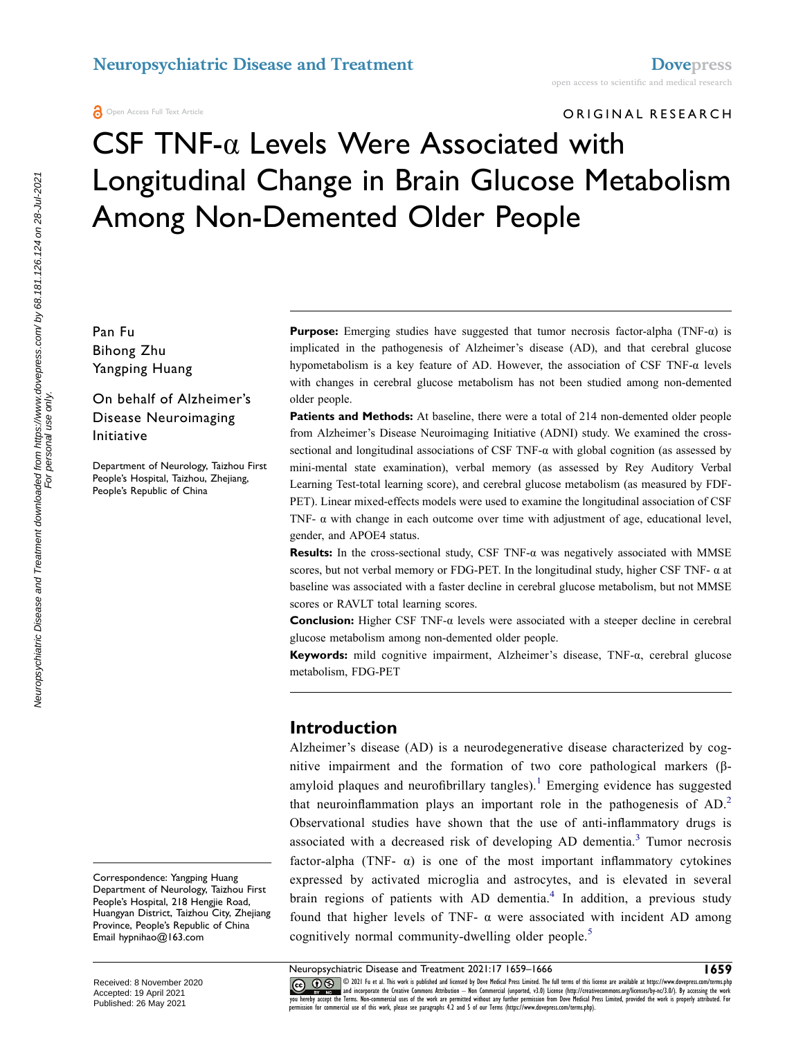Open Access Full Text Article

ORIGINAL RESEARCH

# CSF TNF-α Levels Were Associated with Longitudinal Change in Brain Glucose Metabolism Among Non-Demented Older People

Pan Fu
Bihong Zhu
Yangping Huang

On behalf of Alzheimer's Disease Neuroimaging Initiative

Department of Neurology, Taizhou First People's Hospital, Taizhou, Zhejiang, People's Republic of China

**Purpose:** Emerging studies have suggested that tumor necrosis factor-alpha (TNF-α) is implicated in the pathogenesis of Alzheimer's disease (AD), and that cerebral glucose hypometabolism is a key feature of AD. However, the association of CSF TNF-α levels with changes in cerebral glucose metabolism has not been studied among non-demented older people.

**Patients and Methods:** At baseline, there were a total of 214 non-demented older people from Alzheimer's Disease Neuroimaging Initiative (ADNI) study. We examined the cross-sectional and longitudinal associations of CSF TNF-α with global cognition (as assessed by mini-mental state examination), verbal memory (as assessed by Rey Auditory Verbal Learning Test-total learning score), and cerebral glucose metabolism (as measured by FDF-PET). Linear mixed-effects models were used to examine the longitudinal association of CSF TNF- α with change in each outcome over time with adjustment of age, educational level, gender, and APOE4 status.

**Results:** In the cross-sectional study, CSF TNF-α was negatively associated with MMSE scores, but not verbal memory or FDG-PET. In the longitudinal study, higher CSF TNF- α at baseline was associated with a faster decline in cerebral glucose metabolism, but not MMSE scores or RAVLT total learning scores.

**Conclusion:** Higher CSF TNF-α levels were associated with a steeper decline in cerebral glucose metabolism among non-demented older people.

**Keywords:** mild cognitive impairment, Alzheimer's disease, TNF-α, cerebral glucose metabolism, FDG-PET

## Introduction

Alzheimer's disease (AD) is a neurodegenerative disease characterized by cognitive impairment and the formation of two core pathological markers (β-amyloid plaques and neurofibrillary tangles).[1] Emerging evidence has suggested that neuroinflammation plays an important role in the pathogenesis of AD.[2] Observational studies have shown that the use of anti-inflammatory drugs is associated with a decreased risk of developing AD dementia.[3] Tumor necrosis factor-alpha (TNF- α) is one of the most important inflammatory cytokines expressed by activated microglia and astrocytes, and is elevated in several brain regions of patients with AD dementia.[4] In addition, a previous study found that higher levels of TNF- α were associated with incident AD among cognitively normal community-dwelling older people.[5]

Correspondence: Yangping Huang
Department of Neurology, Taizhou First People's Hospital, 218 Hengjie Road, Huangyan District, Taizhou City, Zhejiang Province, People's Republic of China
Email hypnihao@163.com

Received: 8 November 2020
Accepted: 19 April 2021
Published: 26 May 2021

© 2021 Fu et al. This work is published and licensed by Dove Medical Press Limited. The full terms of this license are available at https://www.dovepress.com/terms.php and incorporate the Creative Commons Attribution – Non Commercial (unported, v3.0) License (http://creativecommons.org/licenses/by-nc/3.0/). By accessing the work you hereby accept the Terms. Non-commercial uses of the work are permitted without any further permission from Dove Medical Press Limited, provided the work is properly attributed. For permission for commercial use of this work, please see paragraphs 4.2 and 5 of our Terms (https://www.dovepress.com/terms.php).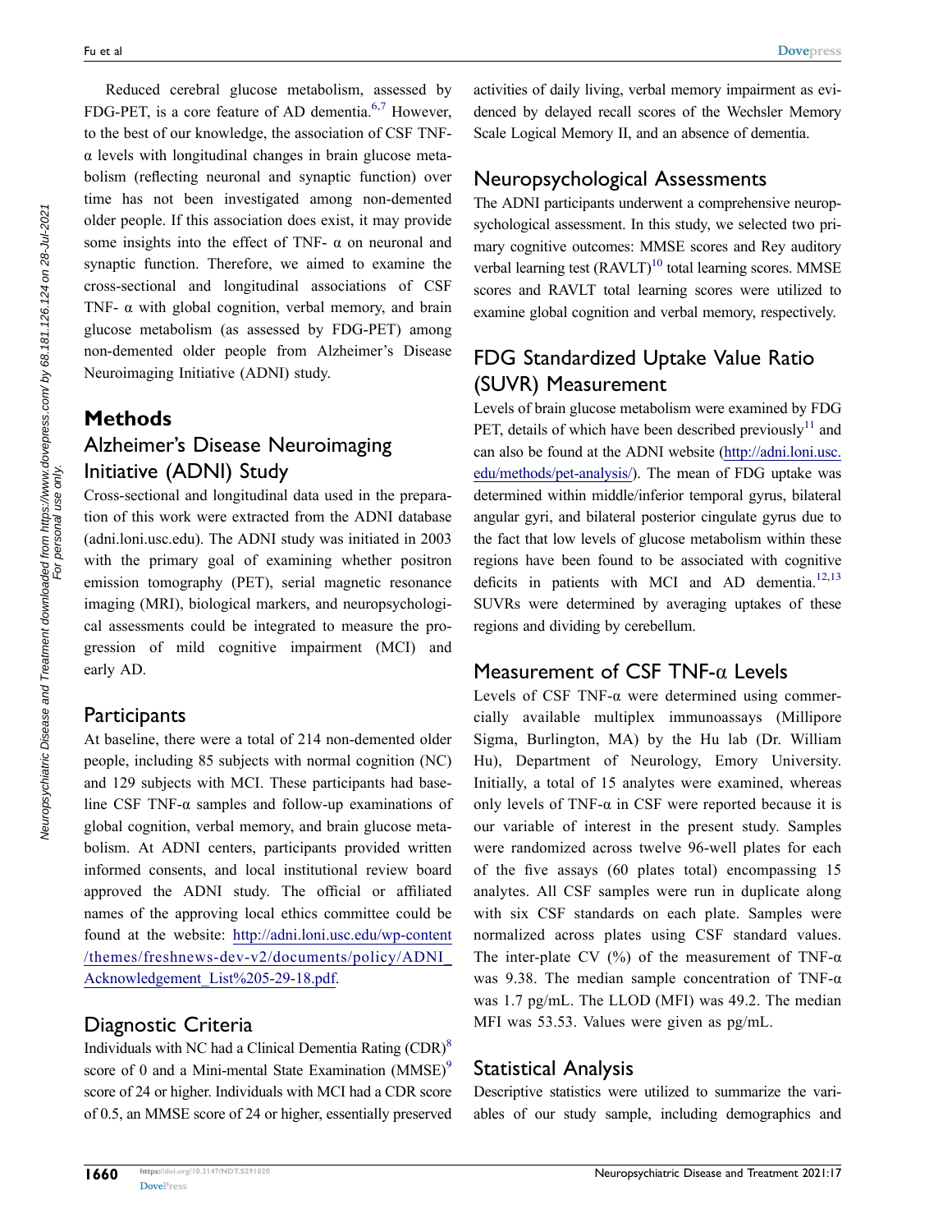Reduced cerebral glucose metabolism, assessed by FDG-PET, is a core feature of AD dementia.[6,7] However, to the best of our knowledge, the association of CSF TNF-α levels with longitudinal changes in brain glucose metabolism (reflecting neuronal and synaptic function) over time has not been investigated among non-demented older people. If this association does exist, it may provide some insights into the effect of TNF- α on neuronal and synaptic function. Therefore, we aimed to examine the cross-sectional and longitudinal associations of CSF TNF- α with global cognition, verbal memory, and brain glucose metabolism (as assessed by FDG-PET) among non-demented older people from Alzheimer's Disease Neuroimaging Initiative (ADNI) study.

# Methods

## Alzheimer's Disease Neuroimaging Initiative (ADNI) Study

Cross-sectional and longitudinal data used in the preparation of this work were extracted from the ADNI database (adni.loni.usc.edu). The ADNI study was initiated in 2003 with the primary goal of examining whether positron emission tomography (PET), serial magnetic resonance imaging (MRI), biological markers, and neuropsychological assessments could be integrated to measure the progression of mild cognitive impairment (MCI) and early AD.

## Participants

At baseline, there were a total of 214 non-demented older people, including 85 subjects with normal cognition (NC) and 129 subjects with MCI. These participants had baseline CSF TNF-α samples and follow-up examinations of global cognition, verbal memory, and brain glucose metabolism. At ADNI centers, participants provided written informed consents, and local institutional review board approved the ADNI study. The official or affiliated names of the approving local ethics committee could be found at the website: http://adni.loni.usc.edu/wp-content/themes/freshnews-dev-v2/documents/policy/ADNI_Acknowledgement_List%205-29-18.pdf.

## Diagnostic Criteria

Individuals with NC had a Clinical Dementia Rating (CDR)[8] score of 0 and a Mini-mental State Examination (MMSE)[9] score of 24 or higher. Individuals with MCI had a CDR score of 0.5, an MMSE score of 24 or higher, essentially preserved activities of daily living, verbal memory impairment as evidenced by delayed recall scores of the Wechsler Memory Scale Logical Memory II, and an absence of dementia.

## Neuropsychological Assessments

The ADNI participants underwent a comprehensive neuropsychological assessment. In this study, we selected two primary cognitive outcomes: MMSE scores and Rey auditory verbal learning test (RAVLT)[10] total learning scores. MMSE scores and RAVLT total learning scores were utilized to examine global cognition and verbal memory, respectively.

## FDG Standardized Uptake Value Ratio (SUVR) Measurement

Levels of brain glucose metabolism were examined by FDG PET, details of which have been described previously[11] and can also be found at the ADNI website (http://adni.loni.usc.edu/methods/pet-analysis/). The mean of FDG uptake was determined within middle/inferior temporal gyrus, bilateral angular gyri, and bilateral posterior cingulate gyrus due to the fact that low levels of glucose metabolism within these regions have been found to be associated with cognitive deficits in patients with MCI and AD dementia.[12,13] SUVRs were determined by averaging uptakes of these regions and dividing by cerebellum.

## Measurement of CSF TNF-α Levels

Levels of CSF TNF-α were determined using commercially available multiplex immunoassays (Millipore Sigma, Burlington, MA) by the Hu lab (Dr. William Hu), Department of Neurology, Emory University. Initially, a total of 15 analytes were examined, whereas only levels of TNF-α in CSF were reported because it is our variable of interest in the present study. Samples were randomized across twelve 96-well plates for each of the five assays (60 plates total) encompassing 15 analytes. All CSF samples were run in duplicate along with six CSF standards on each plate. Samples were normalized across plates using CSF standard values. The inter-plate CV (%) of the measurement of TNF-α was 9.38. The median sample concentration of TNF-α was 1.7 pg/mL. The LLOD (MFI) was 49.2. The median MFI was 53.53. Values were given as pg/mL.

## Statistical Analysis

Descriptive statistics were utilized to summarize the variables of our study sample, including demographics and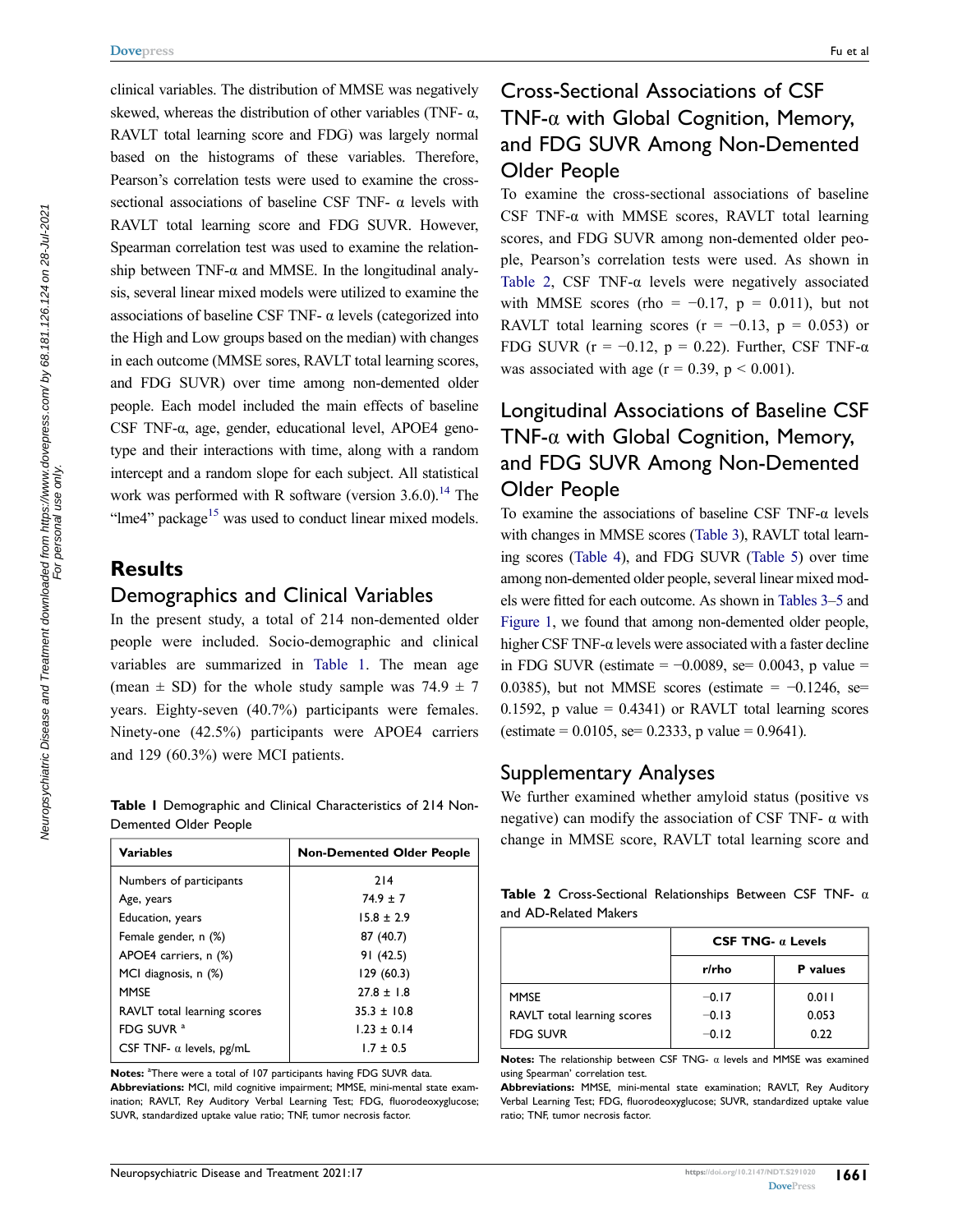clinical variables. The distribution of MMSE was negatively skewed, whereas the distribution of other variables (TNF- α, RAVLT total learning score and FDG) was largely normal based on the histograms of these variables. Therefore, Pearson's correlation tests were used to examine the cross-sectional associations of baseline CSF TNF- α levels with RAVLT total learning score and FDG SUVR. However, Spearman correlation test was used to examine the relationship between TNF-α and MMSE. In the longitudinal analysis, several linear mixed models were utilized to examine the associations of baseline CSF TNF- α levels (categorized into the High and Low groups based on the median) with changes in each outcome (MMSE sores, RAVLT total learning scores, and FDG SUVR) over time among non-demented older people. Each model included the main effects of baseline CSF TNF-α, age, gender, educational level, APOE4 genotype and their interactions with time, along with a random intercept and a random slope for each subject. All statistical work was performed with R software (version 3.6.0).[14] The "lme4" package[15] was used to conduct linear mixed models.

## Results

### Demographics and Clinical Variables

In the present study, a total of 214 non-demented older people were included. Socio-demographic and clinical variables are summarized in Table 1. The mean age (mean ± SD) for the whole study sample was 74.9 ± 7 years. Eighty-seven (40.7%) participants were females. Ninety-one (42.5%) participants were APOE4 carriers and 129 (60.3%) were MCI patients.

**Table 1** Demographic and Clinical Characteristics of 214 Non-Demented Older People

| Variables | Non-Demented Older People |
|---|---|
| Numbers of participants | 214 |
| Age, years | 74.9 ± 7 |
| Education, years | 15.8 ± 2.9 |
| Female gender, n (%) | 87 (40.7) |
| APOE4 carriers, n (%) | 91 (42.5) |
| MCI diagnosis, n (%) | 129 (60.3) |
| MMSE | 27.8 ± 1.8 |
| RAVLT total learning scores | 35.3 ± 10.8 |
| FDG SUVR [a] | 1.23 ± 0.14 |
| CSF TNF- α levels, pg/mL | 1.7 ± 0.5 |

**Notes:** [a]There were a total of 107 participants having FDG SUVR data.
**Abbreviations:** MCI, mild cognitive impairment; MMSE, mini-mental state examination; RAVLT, Rey Auditory Verbal Learning Test; FDG, fluorodeoxyglucose; SUVR, standardized uptake value ratio; TNF, tumor necrosis factor.

### Cross-Sectional Associations of CSF TNF-α with Global Cognition, Memory, and FDG SUVR Among Non-Demented Older People

To examine the cross-sectional associations of baseline CSF TNF-α with MMSE scores, RAVLT total learning scores, and FDG SUVR among non-demented older people, Pearson's correlation tests were used. As shown in Table 2, CSF TNF-α levels were negatively associated with MMSE scores (rho = −0.17, p = 0.011), but not RAVLT total learning scores (r = −0.13, p = 0.053) or FDG SUVR (r = −0.12, p = 0.22). Further, CSF TNF-α was associated with age (r = 0.39, p < 0.001).

### Longitudinal Associations of Baseline CSF TNF-α with Global Cognition, Memory, and FDG SUVR Among Non-Demented Older People

To examine the associations of baseline CSF TNF-α levels with changes in MMSE scores (Table 3), RAVLT total learning scores (Table 4), and FDG SUVR (Table 5) over time among non-demented older people, several linear mixed models were fitted for each outcome. As shown in Tables 3–5 and Figure 1, we found that among non-demented older people, higher CSF TNF-α levels were associated with a faster decline in FDG SUVR (estimate = −0.0089, se= 0.0043, p value = 0.0385), but not MMSE scores (estimate = −0.1246, se= 0.1592, p value = 0.4341) or RAVLT total learning scores (estimate = 0.0105, se= 0.2333, p value = 0.9641).

### Supplementary Analyses

We further examined whether amyloid status (positive vs negative) can modify the association of CSF TNF- α with change in MMSE score, RAVLT total learning score and

**Table 2** Cross-Sectional Relationships Between CSF TNF- α and AD-Related Makers

| | CSF TNG- α Levels | |
|---|---|---|
| | r/rho | P values |
| MMSE | −0.17 | 0.011 |
| RAVLT total learning scores | −0.13 | 0.053 |
| FDG SUVR | −0.12 | 0.22 |

**Notes:** The relationship between CSF TNG- α levels and MMSE was examined using Spearman' correlation test.
**Abbreviations:** MMSE, mini-mental state examination; RAVLT, Rey Auditory Verbal Learning Test; FDG, fluorodeoxyglucose; SUVR, standardized uptake value ratio; TNF, tumor necrosis factor.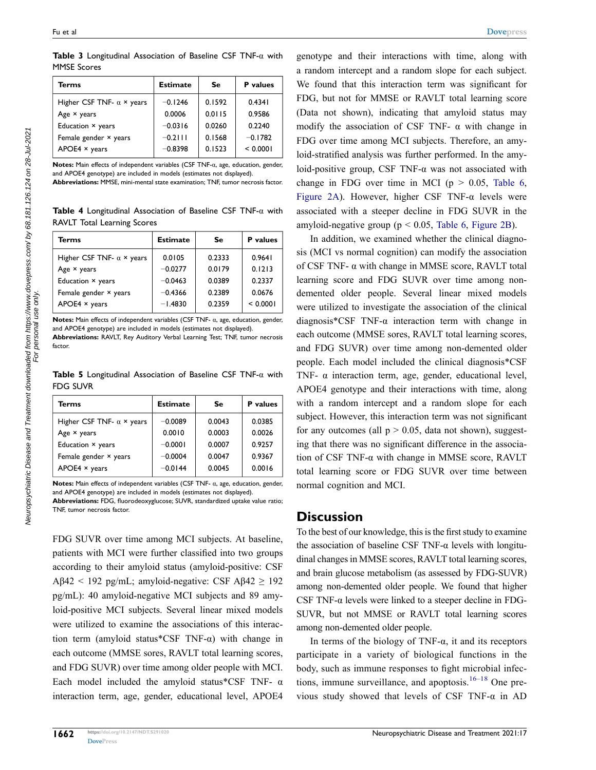**Table 3** Longitudinal Association of Baseline CSF TNF-α with MMSE Scores

| Terms | Estimate | Se | P values |
|---|---|---|---|
| Higher CSF TNF- α × years | −0.1246 | 0.1592 | 0.4341 |
| Age × years | 0.0006 | 0.0115 | 0.9586 |
| Education × years | −0.0316 | 0.0260 | 0.2240 |
| Female gender × years | −0.2111 | 0.1568 | −0.1782 |
| APOE4 × years | −0.8398 | 0.1523 | < 0.0001 |

**Notes:** Main effects of independent variables (CSF TNF-α, age, education, gender, and APOE4 genotype) are included in models (estimates not displayed).
**Abbreviations:** MMSE, mini-mental state examination; TNF, tumor necrosis factor.

**Table 4** Longitudinal Association of Baseline CSF TNF-α with RAVLT Total Learning Scores

| Terms | Estimate | Se | P values |
|---|---|---|---|
| Higher CSF TNF- α × years | 0.0105 | 0.2333 | 0.9641 |
| Age × years | −0.0277 | 0.0179 | 0.1213 |
| Education × years | −0.0463 | 0.0389 | 0.2337 |
| Female gender × years | −0.4366 | 0.2389 | 0.0676 |
| APOE4 × years | −1.4830 | 0.2359 | < 0.0001 |

**Notes:** Main effects of independent variables (CSF TNF- α, age, education, gender, and APOE4 genotype) are included in models (estimates not displayed).
**Abbreviations:** RAVLT, Rey Auditory Verbal Learning Test; TNF, tumor necrosis factor.

**Table 5** Longitudinal Association of Baseline CSF TNF-α with FDG SUVR

| Terms | Estimate | Se | P values |
|---|---|---|---|
| Higher CSF TNF- α × years | −0.0089 | 0.0043 | 0.0385 |
| Age × years | 0.0010 | 0.0003 | 0.0026 |
| Education × years | −0.0001 | 0.0007 | 0.9257 |
| Female gender × years | −0.0004 | 0.0047 | 0.9367 |
| APOE4 × years | −0.0144 | 0.0045 | 0.0016 |

**Notes:** Main effects of independent variables (CSF TNF- α, age, education, gender, and APOE4 genotype) are included in models (estimates not displayed).
**Abbreviations:** FDG, fluorodeoxyglucose; SUVR, standardized uptake value ratio; TNF, tumor necrosis factor.

FDG SUVR over time among MCI subjects. At baseline, patients with MCI were further classified into two groups according to their amyloid status (amyloid-positive: CSF Aβ42 < 192 pg/mL; amyloid-negative: CSF Aβ42 ≥ 192 pg/mL): 40 amyloid-negative MCI subjects and 89 amyloid-positive MCI subjects. Several linear mixed models were utilized to examine the associations of this interaction term (amyloid status*CSF TNF-α) with change in each outcome (MMSE sores, RAVLT total learning scores, and FDG SUVR) over time among older people with MCI. Each model included the amyloid status*CSF TNF- α interaction term, age, gender, educational level, APOE4 genotype and their interactions with time, along with a random intercept and a random slope for each subject. We found that this interaction term was significant for FDG, but not for MMSE or RAVLT total learning score (Data not shown), indicating that amyloid status may modify the association of CSF TNF- α with change in FDG over time among MCI subjects. Therefore, an amyloid-stratified analysis was further performed. In the amyloid-positive group, CSF TNF-α was not associated with change in FDG over time in MCI ($p > 0.05$, Table 6, Figure 2A). However, higher CSF TNF-α levels were associated with a steeper decline in FDG SUVR in the amyloid-negative group ($p < 0.05$, Table 6, Figure 2B).

In addition, we examined whether the clinical diagnosis (MCI vs normal cognition) can modify the association of CSF TNF- α with change in MMSE score, RAVLT total learning score and FDG SUVR over time among non-demented older people. Several linear mixed models were utilized to investigate the association of the clinical diagnosis*CSF TNF-α interaction term with change in each outcome (MMSE sores, RAVLT total learning scores, and FDG SUVR) over time among non-demented older people. Each model included the clinical diagnosis*CSF TNF- α interaction term, age, gender, educational level, APOE4 genotype and their interactions with time, along with a random intercept and a random slope for each subject. However, this interaction term was not significant for any outcomes (all $p > 0.05$, data not shown), suggesting that there was no significant difference in the association of CSF TNF-α with change in MMSE score, RAVLT total learning score or FDG SUVR over time between normal cognition and MCI.

## Discussion

To the best of our knowledge, this is the first study to examine the association of baseline CSF TNF-α levels with longitudinal changes in MMSE scores, RAVLT total learning scores, and brain glucose metabolism (as assessed by FDG-SUVR) among non-demented older people. We found that higher CSF TNF-α levels were linked to a steeper decline in FDG-SUVR, but not MMSE or RAVLT total learning scores among non-demented older people.

In terms of the biology of TNF-α, it and its receptors participate in a variety of biological functions in the body, such as immune responses to fight microbial infections, immune surveillance, and apoptosis.[16–18] One previous study showed that levels of CSF TNF-α in AD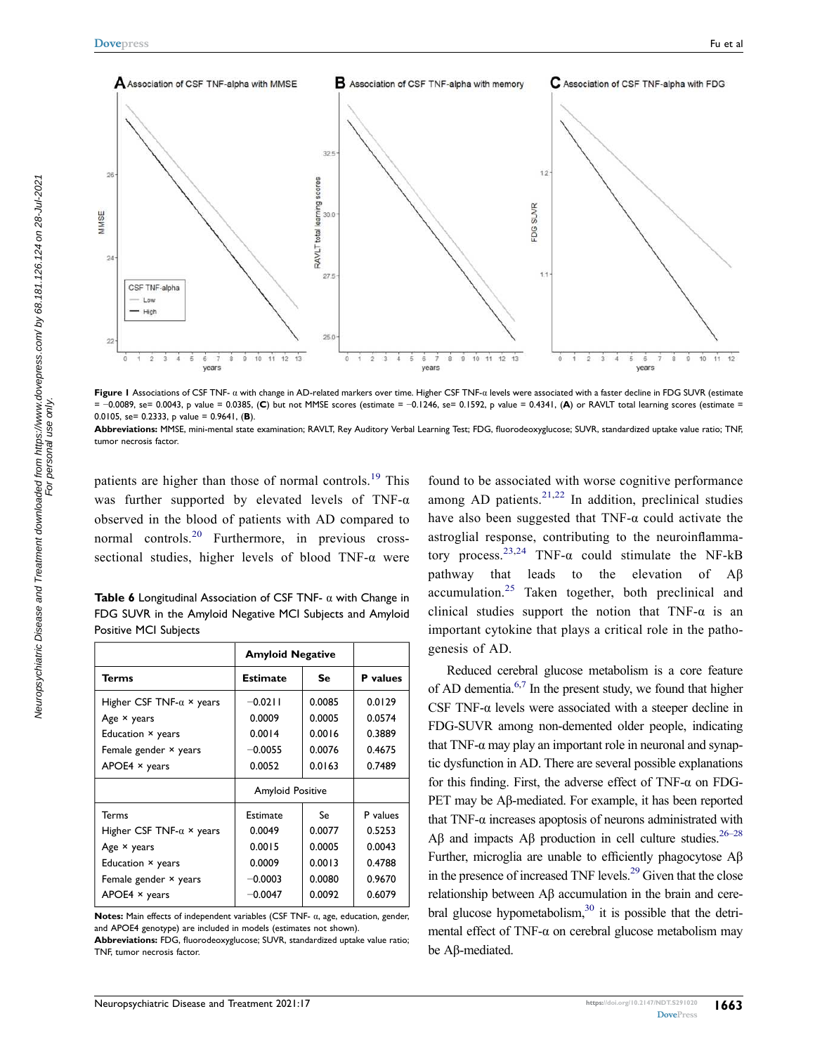**Figure 1** Associations of CSF TNF- α with change in AD-related markers over time. Higher CSF TNF-α levels were associated with a faster decline in FDG SUVR (estimate = −0.0089, se= 0.0043, p value = 0.0385, (**C**) but not MMSE scores (estimate = −0.1246, se= 0.1592, p value = 0.4341, (**A**) or RAVLT total learning scores (estimate = 0.0105, se= 0.2333, p value = 0.9641, (**B**).

**Abbreviations:** MMSE, mini-mental state examination; RAVLT, Rey Auditory Verbal Learning Test; FDG, fluorodeoxyglucose; SUVR, standardized uptake value ratio; TNF, tumor necrosis factor.

patients are higher than those of normal controls.[19] This was further supported by elevated levels of TNF-α observed in the blood of patients with AD compared to normal controls.[20] Furthermore, in previous cross-sectional studies, higher levels of blood TNF-α were found to be associated with worse cognitive performance among AD patients.[21,22] In addition, preclinical studies have also been suggested that TNF-α could activate the astroglial response, contributing to the neuroinflammatory process.[23,24] TNF-α could stimulate the NF-kB pathway that leads to the elevation of Aβ accumulation.[25] Taken together, both preclinical and clinical studies support the notion that TNF-α is an important cytokine that plays a critical role in the pathogenesis of AD.

**Table 6** Longitudinal Association of CSF TNF- α with Change in FDG SUVR in the Amyloid Negative MCI Subjects and Amyloid Positive MCI Subjects

| | **Amyloid Negative** | | |
|---|---|---|---|
| **Terms** | **Estimate** | **Se** | **P values** |
| Higher CSF TNF-α × years | −0.0211 | 0.0085 | 0.0129 |
| Age × years | 0.0009 | 0.0005 | 0.0574 |
| Education × years | 0.0014 | 0.0016 | 0.3889 |
| Female gender × years | −0.0055 | 0.0076 | 0.4675 |
| APOE4 × years | 0.0052 | 0.0163 | 0.7489 |
| | Amyloid Positive | | |
| Terms | Estimate | Se | P values |
| Higher CSF TNF-α × years | 0.0049 | 0.0077 | 0.5253 |
| Age × years | 0.0015 | 0.0005 | 0.0043 |
| Education × years | 0.0009 | 0.0013 | 0.4788 |
| Female gender × years | −0.0003 | 0.0080 | 0.9670 |
| APOE4 × years | −0.0047 | 0.0092 | 0.6079 |

**Notes:** Main effects of independent variables (CSF TNF- α, age, education, gender, and APOE4 genotype) are included in models (estimates not shown).

**Abbreviations:** FDG, fluorodeoxyglucose; SUVR, standardized uptake value ratio; TNF, tumor necrosis factor.

Reduced cerebral glucose metabolism is a core feature of AD dementia.[6,7] In the present study, we found that higher CSF TNF-α levels were associated with a steeper decline in FDG-SUVR among non-demented older people, indicating that TNF-α may play an important role in neuronal and synaptic dysfunction in AD. There are several possible explanations for this finding. First, the adverse effect of TNF-α on FDG-PET may be Aβ-mediated. For example, it has been reported that TNF-α increases apoptosis of neurons administrated with Aβ and impacts Aβ production in cell culture studies.[26–28] Further, microglia are unable to efficiently phagocytose Aβ in the presence of increased TNF levels.[29] Given that the close relationship between Aβ accumulation in the brain and cerebral glucose hypometabolism,[30] it is possible that the detrimental effect of TNF-α on cerebral glucose metabolism may be Aβ-mediated.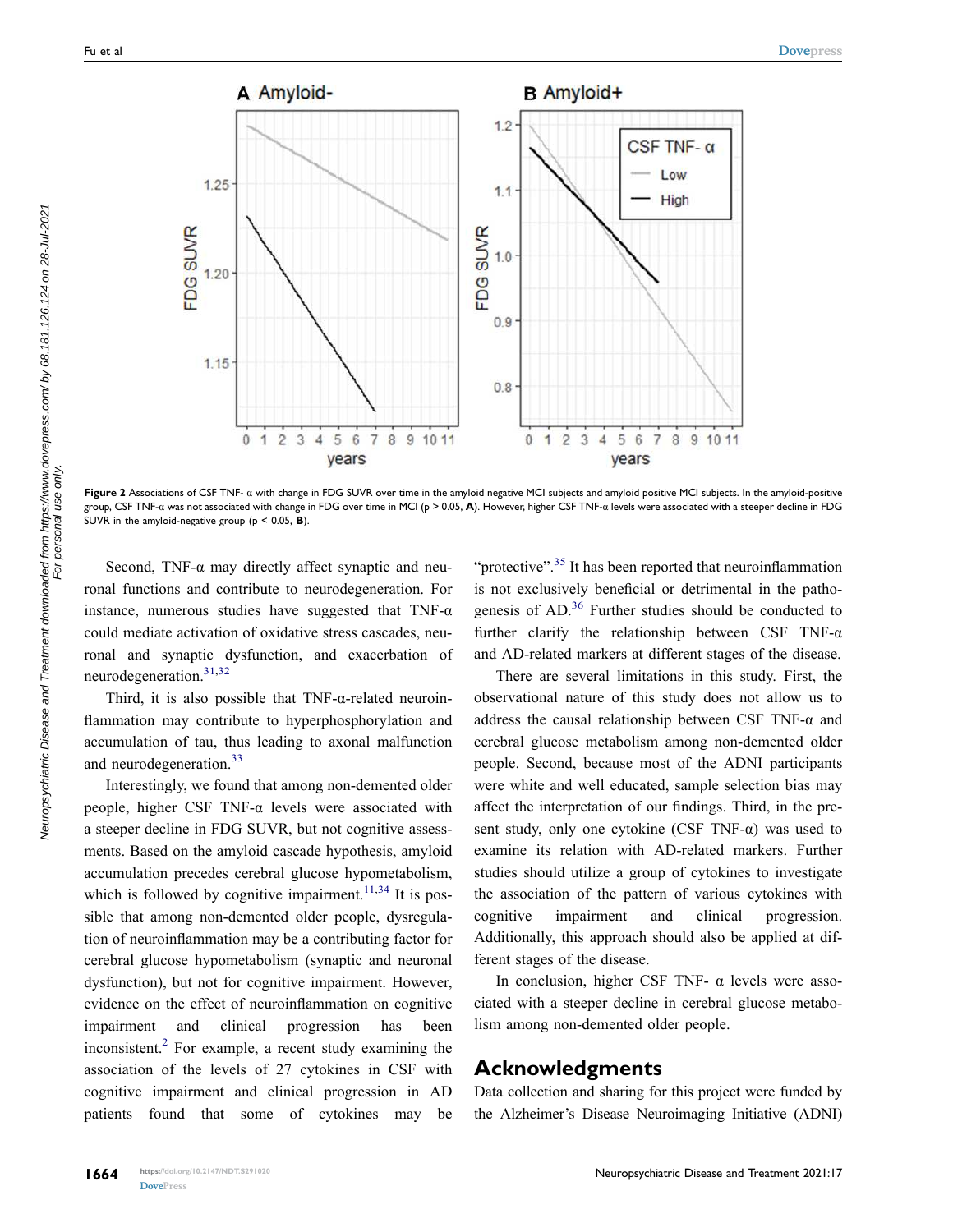**Figure 2** Associations of CSF TNF- α with change in FDG SUVR over time in the amyloid negative MCI subjects and amyloid positive MCI subjects. In the amyloid-positive group, CSF TNF-α was not associated with change in FDG over time in MCI ($p > 0.05$, **A**). However, higher CSF TNF-α levels were associated with a steeper decline in FDG SUVR in the amyloid-negative group ($p < 0.05$, **B**).

Second, TNF-α may directly affect synaptic and neuronal functions and contribute to neurodegeneration. For instance, numerous studies have suggested that TNF-α could mediate activation of oxidative stress cascades, neuronal and synaptic dysfunction, and exacerbation of neurodegeneration.[31,32]

Third, it is also possible that TNF-α-related neuroinflammation may contribute to hyperphosphorylation and accumulation of tau, thus leading to axonal malfunction and neurodegeneration.[33]

Interestingly, we found that among non-demented older people, higher CSF TNF-α levels were associated with a steeper decline in FDG SUVR, but not cognitive assessments. Based on the amyloid cascade hypothesis, amyloid accumulation precedes cerebral glucose hypometabolism, which is followed by cognitive impairment.[11,34] It is possible that among non-demented older people, dysregulation of neuroinflammation may be a contributing factor for cerebral glucose hypometabolism (synaptic and neuronal dysfunction), but not for cognitive impairment. However, evidence on the effect of neuroinflammation on cognitive impairment and clinical progression has been inconsistent.[2] For example, a recent study examining the association of the levels of 27 cytokines in CSF with cognitive impairment and clinical progression in AD patients found that some of cytokines may be "protective".[35] It has been reported that neuroinflammation is not exclusively beneficial or detrimental in the pathogenesis of AD.[36] Further studies should be conducted to further clarify the relationship between CSF TNF-α and AD-related markers at different stages of the disease.

There are several limitations in this study. First, the observational nature of this study does not allow us to address the causal relationship between CSF TNF-α and cerebral glucose metabolism among non-demented older people. Second, because most of the ADNI participants were white and well educated, sample selection bias may affect the interpretation of our findings. Third, in the present study, only one cytokine (CSF TNF-α) was used to examine its relation with AD-related markers. Further studies should utilize a group of cytokines to investigate the association of the pattern of various cytokines with cognitive impairment and clinical progression. Additionally, this approach should also be applied at different stages of the disease.

In conclusion, higher CSF TNF- α levels were associated with a steeper decline in cerebral glucose metabolism among non-demented older people.

## Acknowledgments

Data collection and sharing for this project were funded by the Alzheimer's Disease Neuroimaging Initiative (ADNI)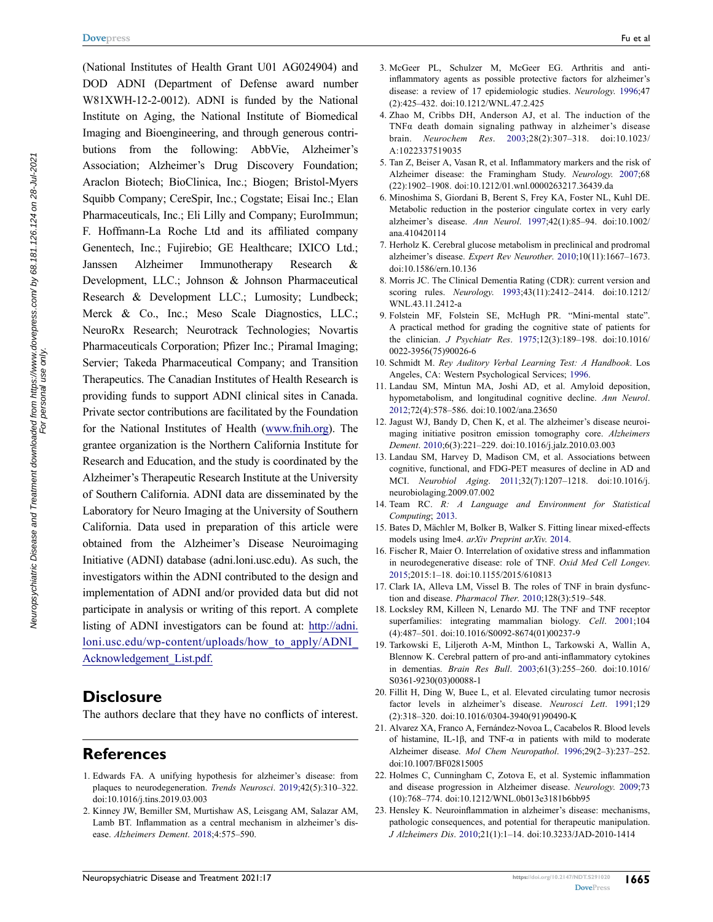(National Institutes of Health Grant U01 AG024904) and DOD ADNI (Department of Defense award number W81XWH-12-2-0012). ADNI is funded by the National Institute on Aging, the National Institute of Biomedical Imaging and Bioengineering, and through generous contributions from the following: AbbVie, Alzheimer's Association; Alzheimer's Drug Discovery Foundation; Araclon Biotech; BioClinica, Inc.; Biogen; Bristol-Myers Squibb Company; CereSpir, Inc.; Cogstate; Eisai Inc.; Elan Pharmaceuticals, Inc.; Eli Lilly and Company; EuroImmun; F. Hoffmann-La Roche Ltd and its affiliated company Genentech, Inc.; Fujirebio; GE Healthcare; IXICO Ltd.; Janssen Alzheimer Immunotherapy Research & Development, LLC.; Johnson & Johnson Pharmaceutical Research & Development LLC.; Lumosity; Lundbeck; Merck & Co., Inc.; Meso Scale Diagnostics, LLC.; NeuroRx Research; Neurotrack Technologies; Novartis Pharmaceuticals Corporation; Pfizer Inc.; Piramal Imaging; Servier; Takeda Pharmaceutical Company; and Transition Therapeutics. The Canadian Institutes of Health Research is providing funds to support ADNI clinical sites in Canada. Private sector contributions are facilitated by the Foundation for the National Institutes of Health (www.fnih.org). The grantee organization is the Northern California Institute for Research and Education, and the study is coordinated by the Alzheimer's Therapeutic Research Institute at the University of Southern California. ADNI data are disseminated by the Laboratory for Neuro Imaging at the University of Southern California. Data used in preparation of this article were obtained from the Alzheimer's Disease Neuroimaging Initiative (ADNI) database (adni.loni.usc.edu). As such, the investigators within the ADNI contributed to the design and implementation of ADNI and/or provided data but did not participate in analysis or writing of this report. A complete listing of ADNI investigators can be found at: http://adni.loni.usc.edu/wp-content/uploads/how_to_apply/ADNI_Acknowledgement_List.pdf.

## Disclosure

The authors declare that they have no conflicts of interest.

## References

1. Edwards FA. A unifying hypothesis for alzheimer's disease: from plaques to neurodegeneration. *Trends Neurosci*. 2019;42(5):310–322. doi:10.1016/j.tins.2019.03.003
2. Kinney JW, Bemiller SM, Murtishaw AS, Leisgang AM, Salazar AM, Lamb BT. Inflammation as a central mechanism in alzheimer's disease. *Alzheimers Dement*. 2018;4:575–590.
3. McGeer PL, Schulzer M, McGeer EG. Arthritis and anti-inflammatory agents as possible protective factors for alzheimer's disease: a review of 17 epidemiologic studies. *Neurology*. 1996;47(2):425–432. doi:10.1212/WNL.47.2.425
4. Zhao M, Cribbs DH, Anderson AJ, et al. The induction of the TNFα death domain signaling pathway in alzheimer's disease brain. *Neurochem Res*. 2003;28(2):307–318. doi:10.1023/A:1022337519035
5. Tan Z, Beiser A, Vasan R, et al. Inflammatory markers and the risk of Alzheimer disease: the Framingham Study. *Neurology*. 2007;68(22):1902–1908. doi:10.1212/01.wnl.0000263217.36439.da
6. Minoshima S, Giordani B, Berent S, Frey KA, Foster NL, Kuhl DE. Metabolic reduction in the posterior cingulate cortex in very early alzheimer's disease. *Ann Neurol*. 1997;42(1):85–94. doi:10.1002/ana.410420114
7. Herholz K. Cerebral glucose metabolism in preclinical and prodromal alzheimer's disease. *Expert Rev Neurother*. 2010;10(11):1667–1673. doi:10.1586/ern.10.136
8. Morris JC. The Clinical Dementia Rating (CDR): current version and scoring rules. *Neurology*. 1993;43(11):2412–2414. doi:10.1212/WNL.43.11.2412-a
9. Folstein MF, Folstein SE, McHugh PR. "Mini-mental state". A practical method for grading the cognitive state of patients for the clinician. *J Psychiatr Res*. 1975;12(3):189–198. doi:10.1016/0022-3956(75)90026-6
10. Schmidt M. *Rey Auditory Verbal Learning Test: A Handbook*. Los Angeles, CA: Western Psychological Services; 1996.
11. Landau SM, Mintun MA, Joshi AD, et al. Amyloid deposition, hypometabolism, and longitudinal cognitive decline. *Ann Neurol*. 2012;72(4):578–586. doi:10.1002/ana.23650
12. Jagust WJ, Bandy D, Chen K, et al. The alzheimer's disease neuroimaging initiative positron emission tomography core. *Alzheimers Dement*. 2010;6(3):221–229. doi:10.1016/j.jalz.2010.03.003
13. Landau SM, Harvey D, Madison CM, et al. Associations between cognitive, functional, and FDG-PET measures of decline in AD and MCI. *Neurobiol Aging*. 2011;32(7):1207–1218. doi:10.1016/j.neurobiolaging.2009.07.002
14. Team RC. *R: A Language and Environment for Statistical Computing*; 2013.
15. Bates D, Mächler M, Bolker B, Walker S. Fitting linear mixed-effects models using lme4. *arXiv Preprint arXiv*. 2014.
16. Fischer R, Maier O. Interrelation of oxidative stress and inflammation in neurodegenerative disease: role of TNF. *Oxid Med Cell Longev*. 2015;2015:1–18. doi:10.1155/2015/610813
17. Clark IA, Alleva LM, Vissel B. The roles of TNF in brain dysfunction and disease. *Pharmacol Ther*. 2010;128(3):519–548.
18. Locksley RM, Killeen N, Lenardo MJ. The TNF and TNF receptor superfamilies: integrating mammalian biology. *Cell*. 2001;104(4):487–501. doi:10.1016/S0092-8674(01)00237-9
19. Tarkowski E, Liljeroth A-M, Minthon L, Tarkowski A, Wallin A, Blennow K. Cerebral pattern of pro-and anti-inflammatory cytokines in dementias. *Brain Res Bull*. 2003;61(3):255–260. doi:10.1016/S0361-9230(03)00088-1
20. Fillit H, Ding W, Buee L, et al. Elevated circulating tumor necrosis factor levels in alzheimer's disease. *Neurosci Lett*. 1991;129(2):318–320. doi:10.1016/0304-3940(91)90490-K
21. Alvarez XA, Franco A, Fernández-Novoa L, Cacabelos R. Blood levels of histamine, IL-1β, and TNF-α in patients with mild to moderate Alzheimer disease. *Mol Chem Neuropathol*. 1996;29(2–3):237–252. doi:10.1007/BF02815005
22. Holmes C, Cunningham C, Zotova E, et al. Systemic inflammation and disease progression in Alzheimer disease. *Neurology*. 2009;73(10):768–774. doi:10.1212/WNL.0b013e3181b6bb95
23. Hensley K. Neuroinflammation in alzheimer's disease: mechanisms, pathologic consequences, and potential for therapeutic manipulation. *J Alzheimers Dis*. 2010;21(1):1–14. doi:10.3233/JAD-2010-1414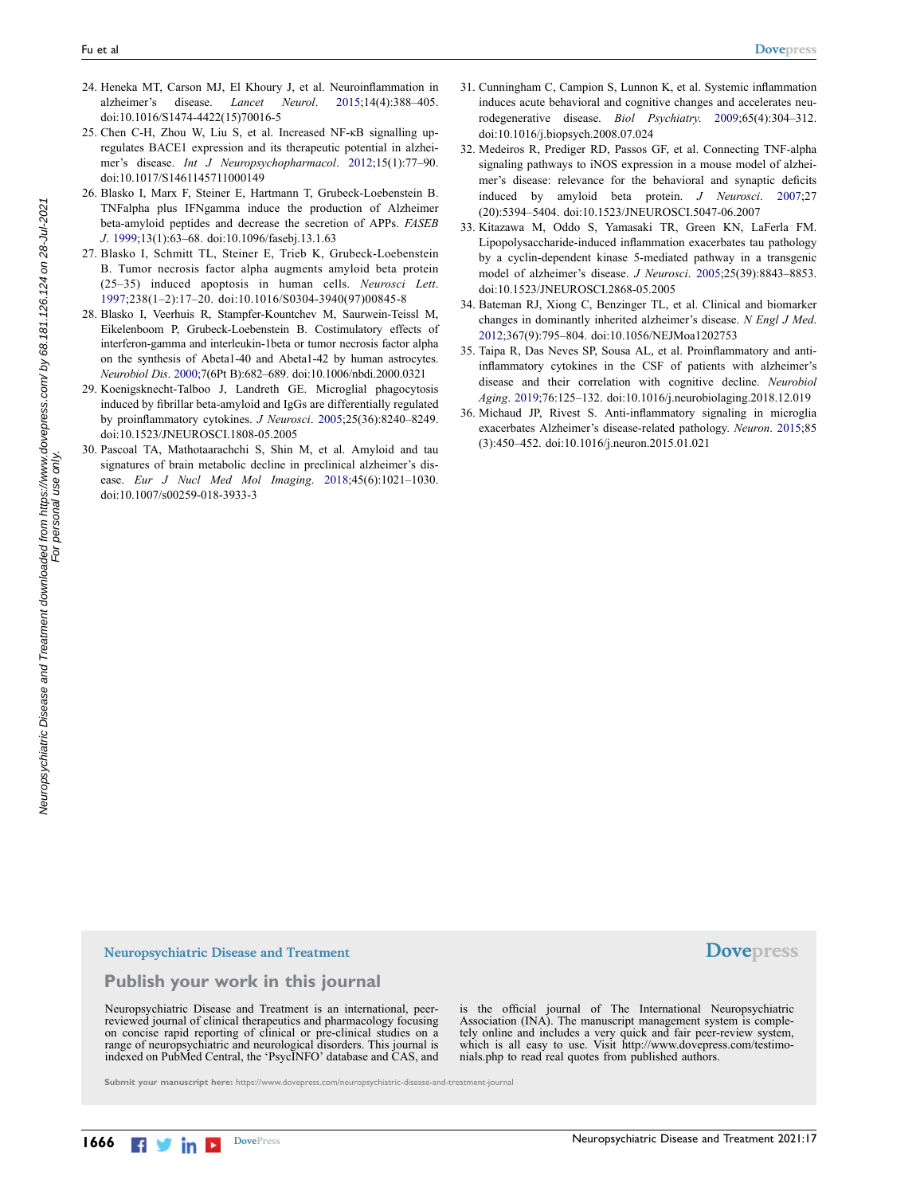24. Heneka MT, Carson MJ, El Khoury J, et al. Neuroinflammation in alzheimer's disease. *Lancet Neurol*. 2015;14(4):388–405. doi:10.1016/S1474-4422(15)70016-5
25. Chen C-H, Zhou W, Liu S, et al. Increased NF-κB signalling up-regulates BACE1 expression and its therapeutic potential in alzheimer's disease. *Int J Neuropsychopharmacol*. 2012;15(1):77–90. doi:10.1017/S1461145711000149
26. Blasko I, Marx F, Steiner E, Hartmann T, Grubeck-Loebenstein B. TNFalpha plus IFNgamma induce the production of Alzheimer beta-amyloid peptides and decrease the secretion of APPs. *FASEB J*. 1999;13(1):63–68. doi:10.1096/fasebj.13.1.63
27. Blasko I, Schmitt TL, Steiner E, Trieb K, Grubeck-Loebenstein B. Tumor necrosis factor alpha augments amyloid beta protein (25–35) induced apoptosis in human cells. *Neurosci Lett*. 1997;238(1–2):17–20. doi:10.1016/S0304-3940(97)00845-8
28. Blasko I, Veerhuis R, Stampfer-Kountchev M, Saurwein-Teissl M, Eikelenboom P, Grubeck-Loebenstein B. Costimulatory effects of interferon-gamma and interleukin-1beta or tumor necrosis factor alpha on the synthesis of Abeta1-40 and Abeta1-42 by human astrocytes. *Neurobiol Dis*. 2000;7(6Pt B):682–689. doi:10.1006/nbdi.2000.0321
29. Koenigsknecht-Talboo J, Landreth GE. Microglial phagocytosis induced by fibrillar beta-amyloid and IgGs are differentially regulated by proinflammatory cytokines. *J Neurosci*. 2005;25(36):8240–8249. doi:10.1523/JNEUROSCI.1808-05.2005
30. Pascoal TA, Mathotaarachchi S, Shin M, et al. Amyloid and tau signatures of brain metabolic decline in preclinical alzheimer's disease. *Eur J Nucl Med Mol Imaging*. 2018;45(6):1021–1030. doi:10.1007/s00259-018-3933-3
31. Cunningham C, Campion S, Lunnon K, et al. Systemic inflammation induces acute behavioral and cognitive changes and accelerates neurodegenerative disease. *Biol Psychiatry*. 2009;65(4):304–312. doi:10.1016/j.biopsych.2008.07.024
32. Medeiros R, Prediger RD, Passos GF, et al. Connecting TNF-alpha signaling pathways to iNOS expression in a mouse model of alzheimer's disease: relevance for the behavioral and synaptic deficits induced by amyloid beta protein. *J Neurosci*. 2007;27(20):5394–5404. doi:10.1523/JNEUROSCI.5047-06.2007
33. Kitazawa M, Oddo S, Yamasaki TR, Green KN, LaFerla FM. Lipopolysaccharide-induced inflammation exacerbates tau pathology by a cyclin-dependent kinase 5-mediated pathway in a transgenic model of alzheimer's disease. *J Neurosci*. 2005;25(39):8843–8853. doi:10.1523/JNEUROSCI.2868-05.2005
34. Bateman RJ, Xiong C, Benzinger TL, et al. Clinical and biomarker changes in dominantly inherited alzheimer's disease. *N Engl J Med*. 2012;367(9):795–804. doi:10.1056/NEJMoa1202753
35. Taipa R, Das Neves SP, Sousa AL, et al. Proinflammatory and anti-inflammatory cytokines in the CSF of patients with alzheimer's disease and their correlation with cognitive decline. *Neurobiol Aging*. 2019;76:125–132. doi:10.1016/j.neurobiolaging.2018.12.019
36. Michaud JP, Rivest S. Anti-inflammatory signaling in microglia exacerbates Alzheimer's disease-related pathology. *Neuron*. 2015;85(3):450–452. doi:10.1016/j.neuron.2015.01.021

**Neuropsychiatric Disease and Treatment**

## Publish your work in this journal

Neuropsychiatric Disease and Treatment is an international, peer-reviewed journal of clinical therapeutics and pharmacology focusing on concise rapid reporting of clinical or pre-clinical studies on a range of neuropsychiatric and neurological disorders. This journal is indexed on PubMed Central, the 'PsycINFO' database and CAS, and is the official journal of The International Neuropsychiatric Association (INA). The manuscript management system is completely online and includes a very quick and fair peer-review system, which is all easy to use. Visit http://www.dovepress.com/testimonials.php to read real quotes from published authors.

**Submit your manuscript here:** https://www.dovepress.com/neuropsychiatric-disease-and-treatment-journal